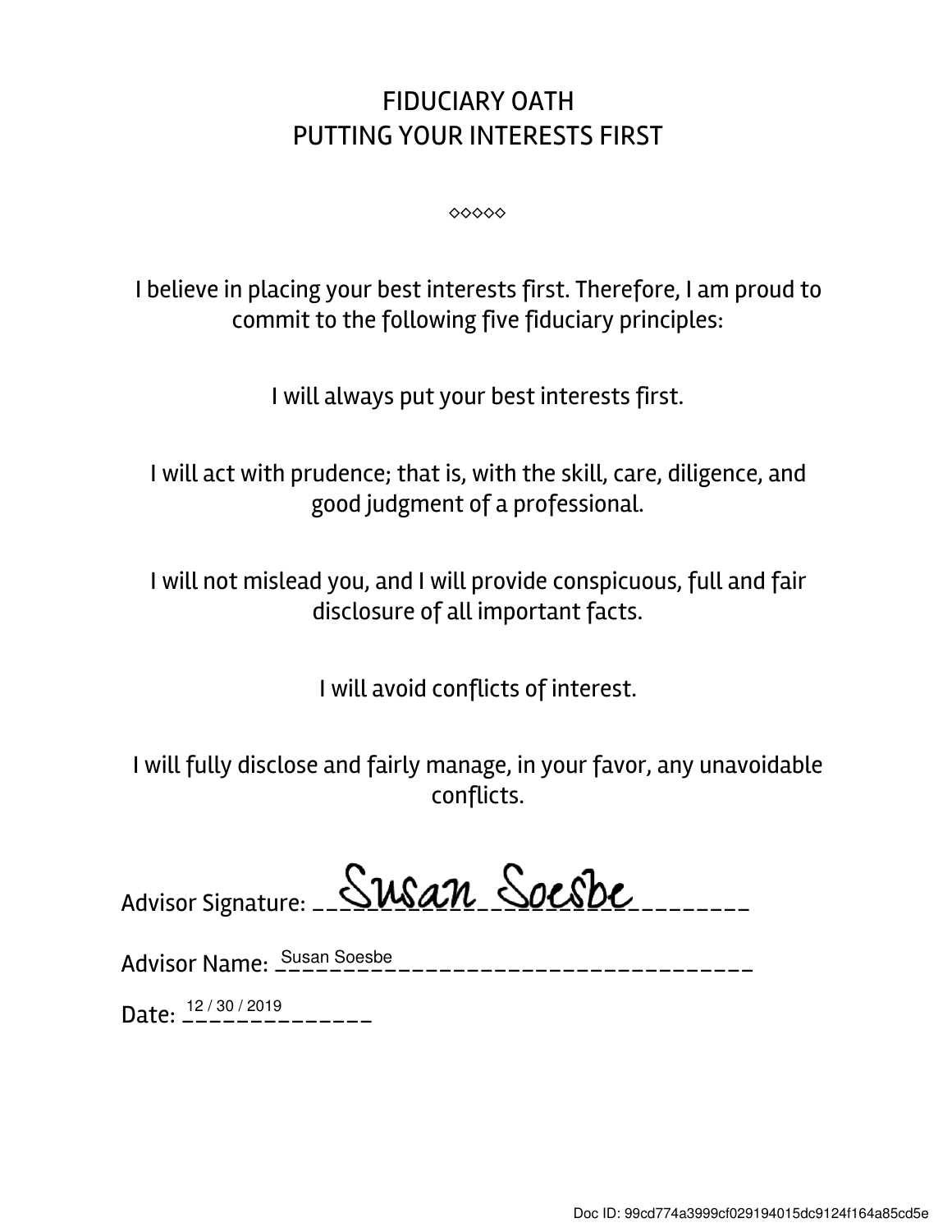# FIDUCIARY OATH
# PUTTING YOUR INTERESTS FIRST

◇◇◇◇◇

I believe in placing your best interests first. Therefore, I am proud to commit to the following five fiduciary principles:

I will always put your best interests first.

I will act with prudence; that is, with the skill, care, diligence, and good judgment of a professional.

I will not mislead you, and I will provide conspicuous, full and fair disclosure of all important facts.

I will avoid conflicts of interest.

I will fully disclose and fairly manage, in your favor, any unavoidable conflicts.

Advisor Signature: Susan Soesbe

Advisor Name: Susan Soesbe

Date: 12 / 30 / 2019

Doc ID: 99cd774a3999cf029194015dc9124f164a85cd5e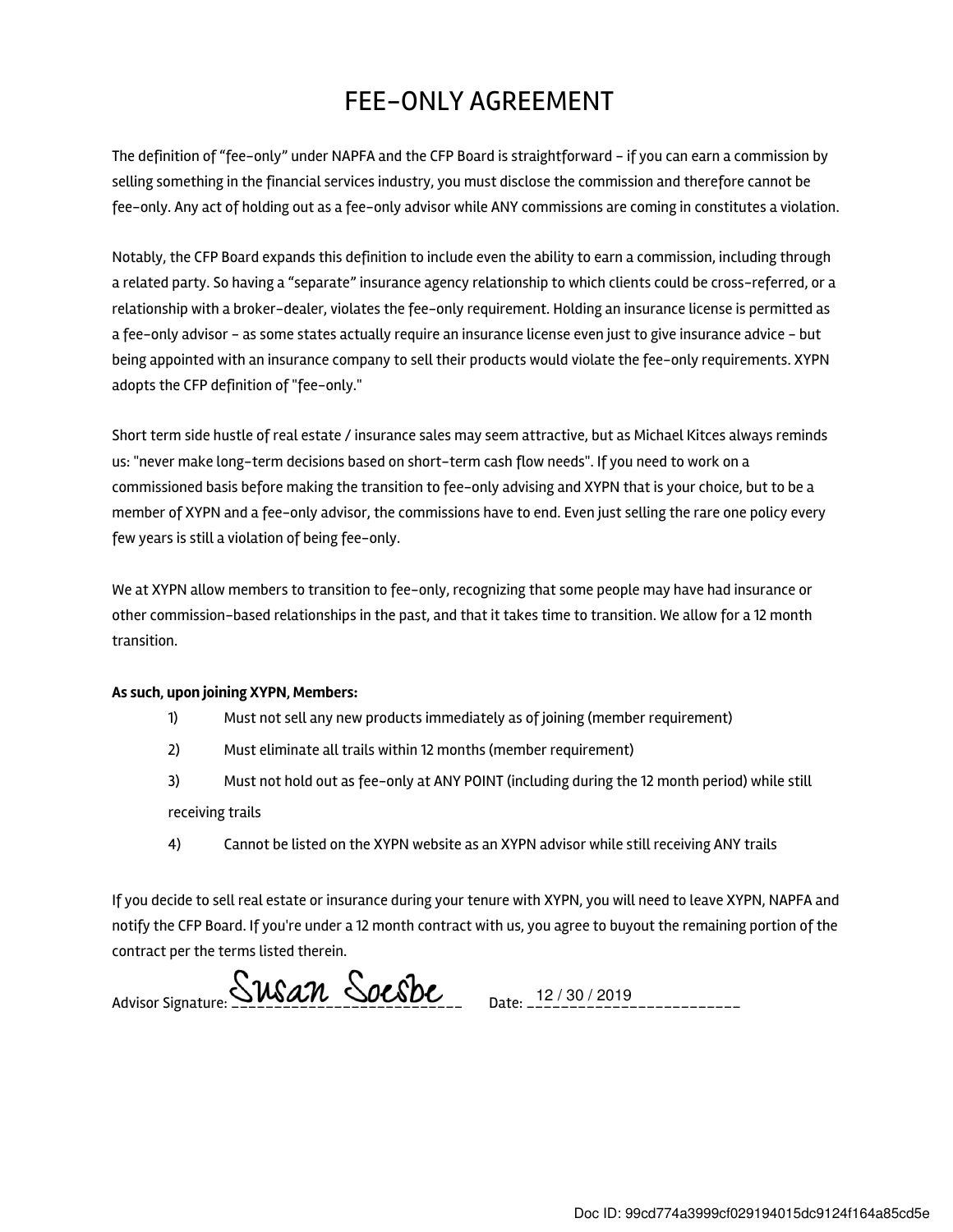# FEE-ONLY AGREEMENT

The definition of "fee-only" under NAPFA and the CFP Board is straightforward – if you can earn a commission by selling something in the financial services industry, you must disclose the commission and therefore cannot be fee-only. Any act of holding out as a fee-only advisor while ANY commissions are coming in constitutes a violation.

Notably, the CFP Board expands this definition to include even the ability to earn a commission, including through a related party. So having a "separate" insurance agency relationship to which clients could be cross-referred, or a relationship with a broker-dealer, violates the fee-only requirement. Holding an insurance license is permitted as a fee-only advisor – as some states actually require an insurance license even just to give insurance advice – but being appointed with an insurance company to sell their products would violate the fee-only requirements. XYPN adopts the CFP definition of "fee-only."

Short term side hustle of real estate / insurance sales may seem attractive, but as Michael Kitces always reminds us: "never make long-term decisions based on short-term cash flow needs". If you need to work on a commissioned basis before making the transition to fee-only advising and XYPN that is your choice, but to be a member of XYPN and a fee-only advisor, the commissions have to end. Even just selling the rare one policy every few years is still a violation of being fee-only.

We at XYPN allow members to transition to fee-only, recognizing that some people may have had insurance or other commission-based relationships in the past, and that it takes time to transition. We allow for a 12 month transition.

**As such, upon joining XYPN, Members:**

1) Must not sell any new products immediately as of joining (member requirement)
2) Must eliminate all trails within 12 months (member requirement)
3) Must not hold out as fee-only at ANY POINT (including during the 12 month period) while still receiving trails
4) Cannot be listed on the XYPN website as an XYPN advisor while still receiving ANY trails

If you decide to sell real estate or insurance during your tenure with XYPN, you will need to leave XYPN, NAPFA and notify the CFP Board. If you're under a 12 month contract with us, you agree to buyout the remaining portion of the contract per the terms listed therein.

Advisor Signature: Susan Soesbe Date: 12 / 30 / 2019

Doc ID: 99cd774a3999cf029194015dc9124f164a85cd5e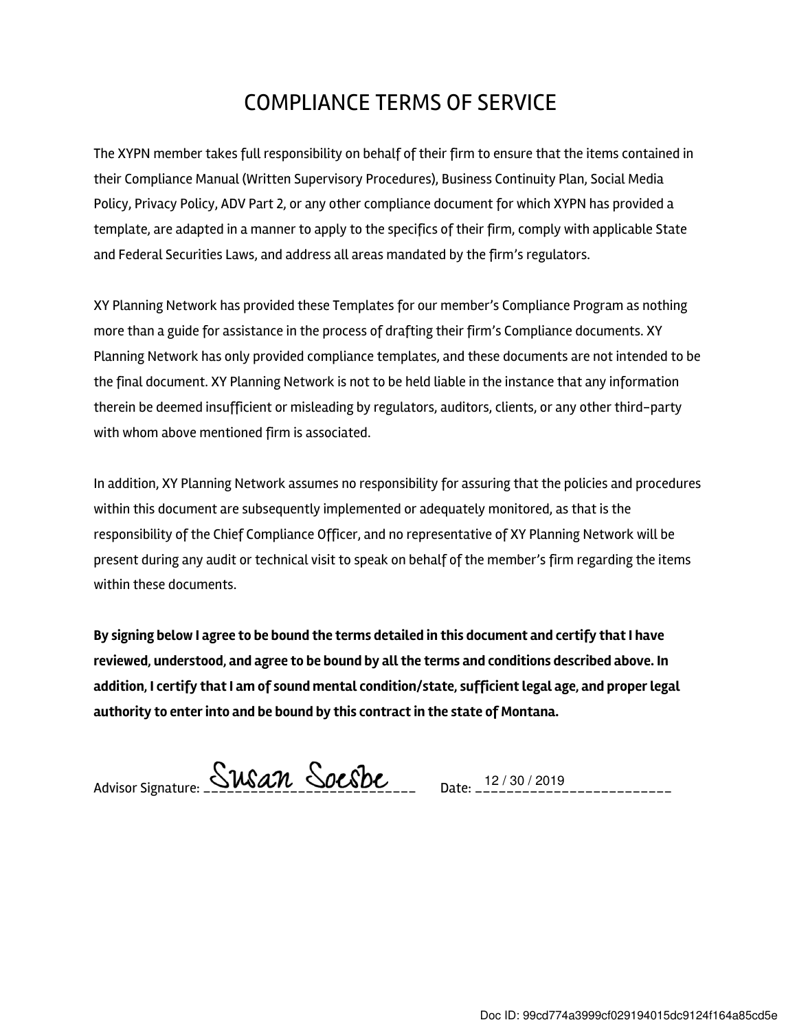# COMPLIANCE TERMS OF SERVICE

The XYPN member takes full responsibility on behalf of their firm to ensure that the items contained in their Compliance Manual (Written Supervisory Procedures), Business Continuity Plan, Social Media Policy, Privacy Policy, ADV Part 2, or any other compliance document for which XYPN has provided a template, are adapted in a manner to apply to the specifics of their firm, comply with applicable State and Federal Securities Laws, and address all areas mandated by the firm's regulators.

XY Planning Network has provided these Templates for our member's Compliance Program as nothing more than a guide for assistance in the process of drafting their firm's Compliance documents. XY Planning Network has only provided compliance templates, and these documents are not intended to be the final document. XY Planning Network is not to be held liable in the instance that any information therein be deemed insufficient or misleading by regulators, auditors, clients, or any other third-party with whom above mentioned firm is associated.

In addition, XY Planning Network assumes no responsibility for assuring that the policies and procedures within this document are subsequently implemented or adequately monitored, as that is the responsibility of the Chief Compliance Officer, and no representative of XY Planning Network will be present during any audit or technical visit to speak on behalf of the member's firm regarding the items within these documents.

**By signing below I agree to be bound the terms detailed in this document and certify that I have reviewed, understood, and agree to be bound by all the terms and conditions described above. In addition, I certify that I am of sound mental condition/state, sufficient legal age, and proper legal authority to enter into and be bound by this contract in the state of Montana.**

Advisor Signature: Susan Soesbe Date: 12 / 30 / 2019

Doc ID: 99cd774a3999cf029194015dc9124f164a85cd5e